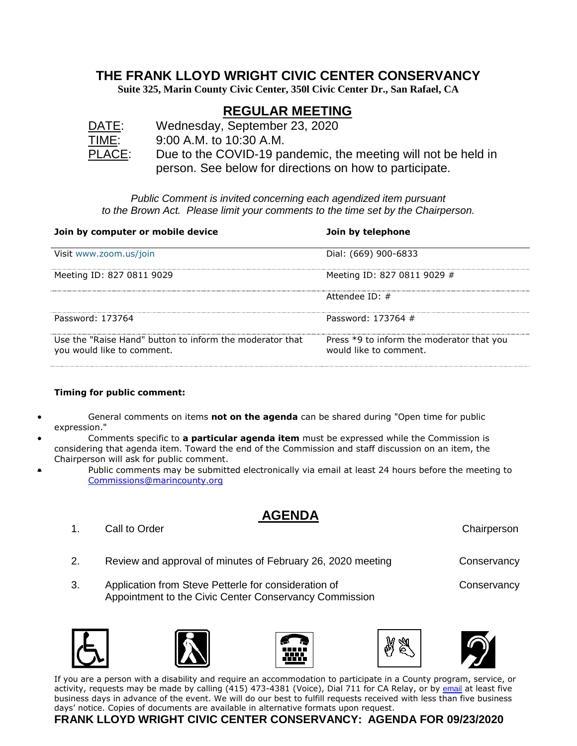# THE FRANK LLOYD WRIGHT CIVIC CENTER CONSERVANCY

**Suite 325, Marin County Civic Center, 350l Civic Center Dr., San Rafael, CA**

## REGULAR MEETING

DATE: Wednesday, September 23, 2020
TIME: 9:00 A.M. to 10:30 A.M.
PLACE: Due to the COVID-19 pandemic, the meeting will not be held in person. See below for directions on how to participate.

*Public Comment is invited concerning each agendized item pursuant to the Brown Act. Please limit your comments to the time set by the Chairperson.*

| Join by computer or mobile device | Join by telephone |
|---|---|
| Visit www.zoom.us/join | Dial: (669) 900-6833 |
| Meeting ID: 827 0811 9029 | Meeting ID: 827 0811 9029 # |
| | Attendee ID: # |
| Password: 173764 | Password: 173764 # |
| Use the "Raise Hand" button to inform the moderator that you would like to comment. | Press *9 to inform the moderator that you would like to comment. |

**Timing for public comment:**

- General comments on items **not on the agenda** can be shared during "Open time for public expression."
- Comments specific to **a particular agenda item** must be expressed while the Commission is considering that agenda item. Toward the end of the Commission and staff discussion on an item, the Chairperson will ask for public comment.
- Public comments may be submitted electronically via email at least 24 hours before the meeting to Commissions@marincounty.org

## AGENDA

1. Call to Order — Chairperson
2. Review and approval of minutes of February 26, 2020 meeting — Conservancy
3. Application from Steve Petterle for consideration of Appointment to the Civic Center Conservancy Commission — Conservancy

If you are a person with a disability and require an accommodation to participate in a County program, service, or activity, requests may be made by calling (415) 473-4381 (Voice), Dial 711 for CA Relay, or by email at least five business days in advance of the event. We will do our best to fulfill requests received with less than five business days' notice. Copies of documents are available in alternative formats upon request.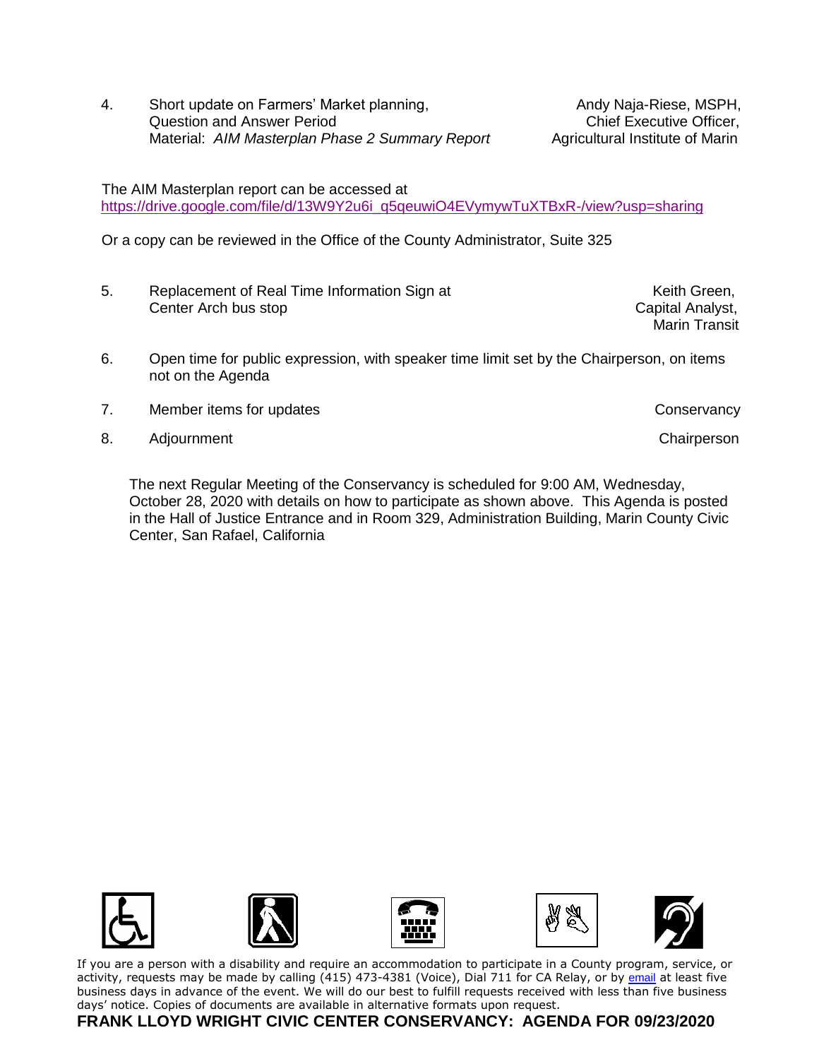4. Short update on Farmers' Market planning, Question and Answer Period
   Material: *AIM Masterplan Phase 2 Summary Report*
   Andy Naja-Riese, MSPH, Chief Executive Officer, Agricultural Institute of Marin

The AIM Masterplan report can be accessed at
https://drive.google.com/file/d/13W9Y2u6i_q5qeuwiO4EVymywTuXTBxR-/view?usp=sharing

Or a copy can be reviewed in the Office of the County Administrator, Suite 325

5. Replacement of Real Time Information Sign at Center Arch bus stop
   Keith Green, Capital Analyst, Marin Transit

6. Open time for public expression, with speaker time limit set by the Chairperson, on items not on the Agenda

7. Member items for updates — Conservancy

8. Adjournment — Chairperson

The next Regular Meeting of the Conservancy is scheduled for 9:00 AM, Wednesday, October 28, 2020 with details on how to participate as shown above. This Agenda is posted in the Hall of Justice Entrance and in Room 329, Administration Building, Marin County Civic Center, San Rafael, California

If you are a person with a disability and require an accommodation to participate in a County program, service, or activity, requests may be made by calling (415) 473-4381 (Voice), Dial 711 for CA Relay, or by email at least five business days in advance of the event. We will do our best to fulfill requests received with less than five business days' notice. Copies of documents are available in alternative formats upon request.

**FRANK LLOYD WRIGHT CIVIC CENTER CONSERVANCY: AGENDA FOR 09/23/2020**